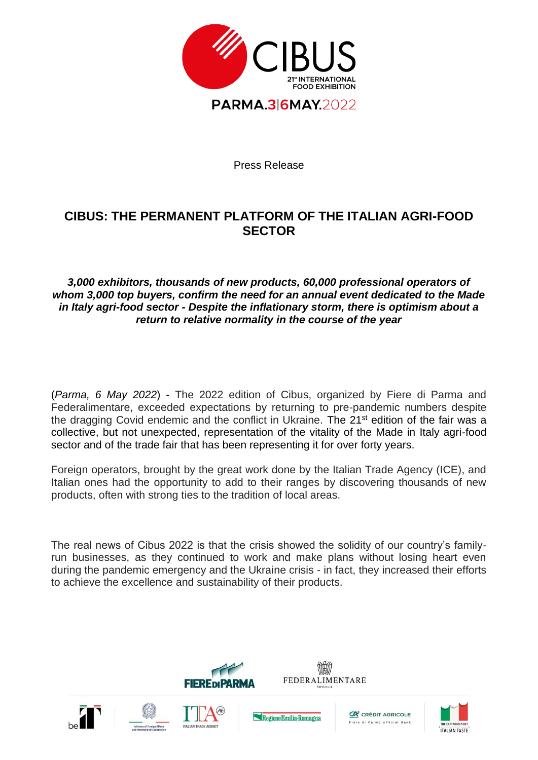CIBUS

21st INTERNATIONAL FOOD EXHIBITION

PARMA.3|6MAY.2022

Press Release

# CIBUS: THE PERMANENT PLATFORM OF THE ITALIAN AGRI-FOOD SECTOR

***3,000 exhibitors, thousands of new products, 60,000 professional operators of whom 3,000 top buyers, confirm the need for an annual event dedicated to the Made in Italy agri-food sector - Despite the inflationary storm, there is optimism about a return to relative normality in the course of the year***

(*Parma, 6 May 2022*) - The 2022 edition of Cibus, organized by Fiere di Parma and Federalimentare, exceeded expectations by returning to pre-pandemic numbers despite the dragging Covid endemic and the conflict in Ukraine. The 21st edition of the fair was a collective, but not unexpected, representation of the vitality of the Made in Italy agri-food sector and of the trade fair that has been representing it for over forty years.

Foreign operators, brought by the great work done by the Italian Trade Agency (ICE), and Italian ones had the opportunity to add to their ranges by discovering thousands of new products, often with strong ties to the tradition of local areas.

The real news of Cibus 2022 is that the crisis showed the solidity of our country's family-run businesses, as they continued to work and make plans without losing heart even during the pandemic emergency and the Ukraine crisis - in fact, they increased their efforts to achieve the excellence and sustainability of their products.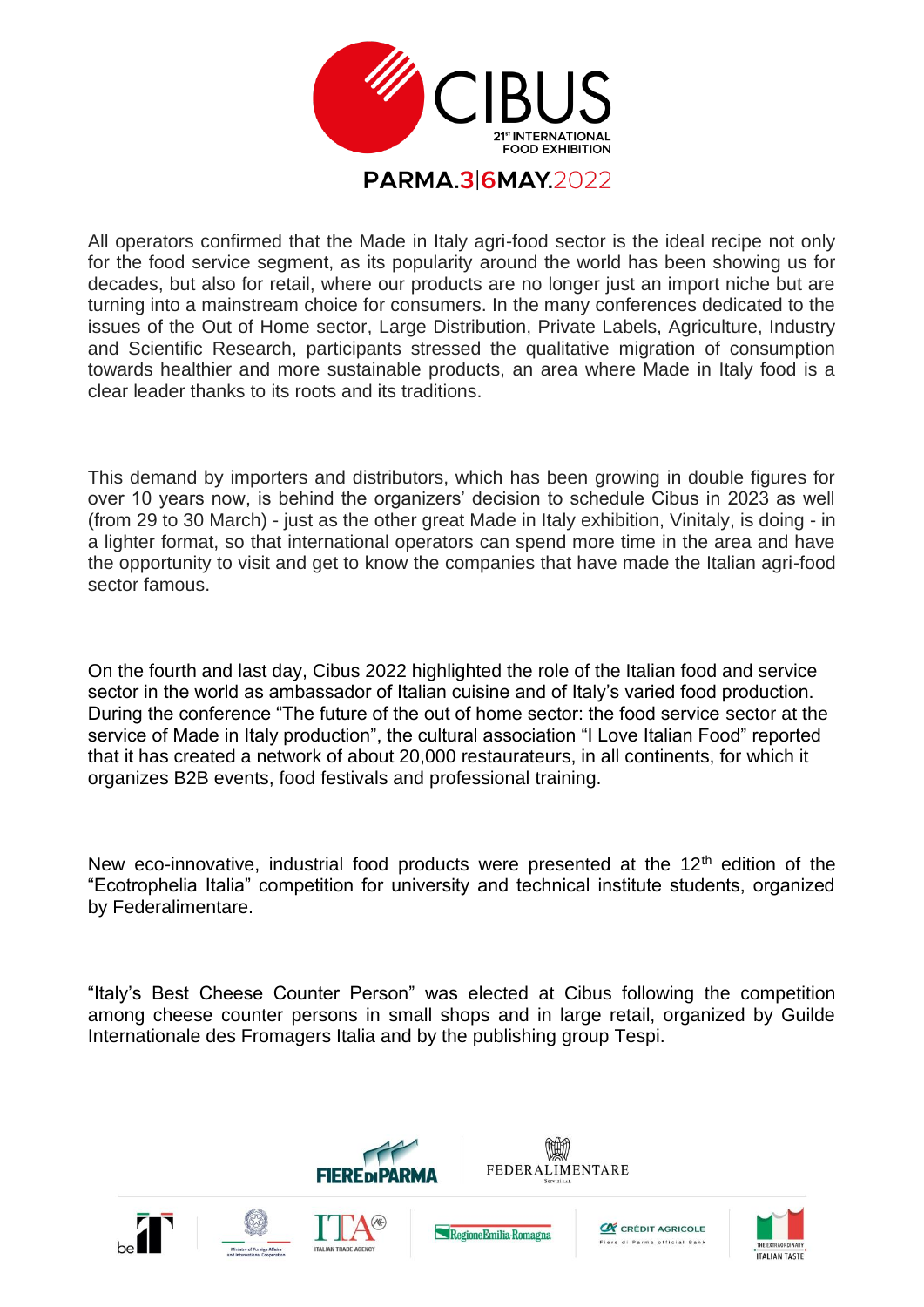All operators confirmed that the Made in Italy agri-food sector is the ideal recipe not only for the food service segment, as its popularity around the world has been showing us for decades, but also for retail, where our products are no longer just an import niche but are turning into a mainstream choice for consumers. In the many conferences dedicated to the issues of the Out of Home sector, Large Distribution, Private Labels, Agriculture, Industry and Scientific Research, participants stressed the qualitative migration of consumption towards healthier and more sustainable products, an area where Made in Italy food is a clear leader thanks to its roots and its traditions.

This demand by importers and distributors, which has been growing in double figures for over 10 years now, is behind the organizers' decision to schedule Cibus in 2023 as well (from 29 to 30 March) - just as the other great Made in Italy exhibition, Vinitaly, is doing - in a lighter format, so that international operators can spend more time in the area and have the opportunity to visit and get to know the companies that have made the Italian agri-food sector famous.

On the fourth and last day, Cibus 2022 highlighted the role of the Italian food and service sector in the world as ambassador of Italian cuisine and of Italy's varied food production. During the conference "The future of the out of home sector: the food service sector at the service of Made in Italy production", the cultural association "I Love Italian Food" reported that it has created a network of about 20,000 restaurateurs, in all continents, for which it organizes B2B events, food festivals and professional training.

New eco-innovative, industrial food products were presented at the 12th edition of the "Ecotrophelia Italia" competition for university and technical institute students, organized by Federalimentare.

"Italy's Best Cheese Counter Person" was elected at Cibus following the competition among cheese counter persons in small shops and in large retail, organized by Guilde Internationale des Fromagers Italia and by the publishing group Tespi.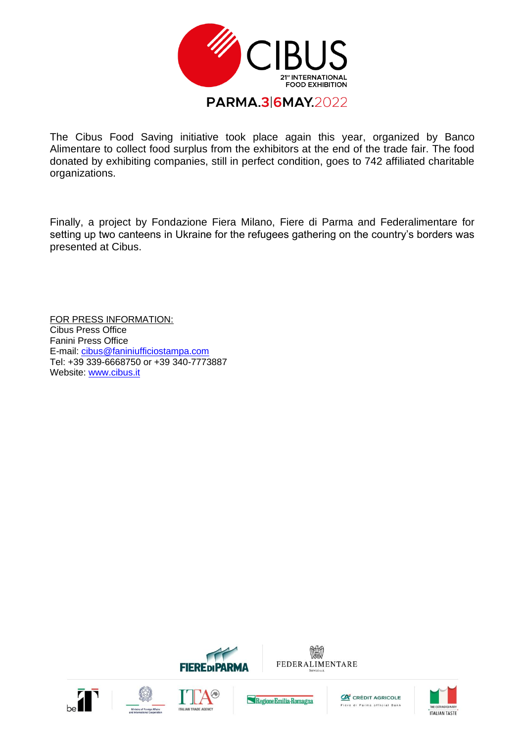The Cibus Food Saving initiative took place again this year, organized by Banco Alimentare to collect food surplus from the exhibitors at the end of the trade fair. The food donated by exhibiting companies, still in perfect condition, goes to 742 affiliated charitable organizations.

Finally, a project by Fondazione Fiera Milano, Fiere di Parma and Federalimentare for setting up two canteens in Ukraine for the refugees gathering on the country's borders was presented at Cibus.

FOR PRESS INFORMATION:
Cibus Press Office
Fanini Press Office
E-mail: cibus@faniniufficiostampa.com
Tel: +39 339-6668750 or +39 340-7773887
Website: www.cibus.it